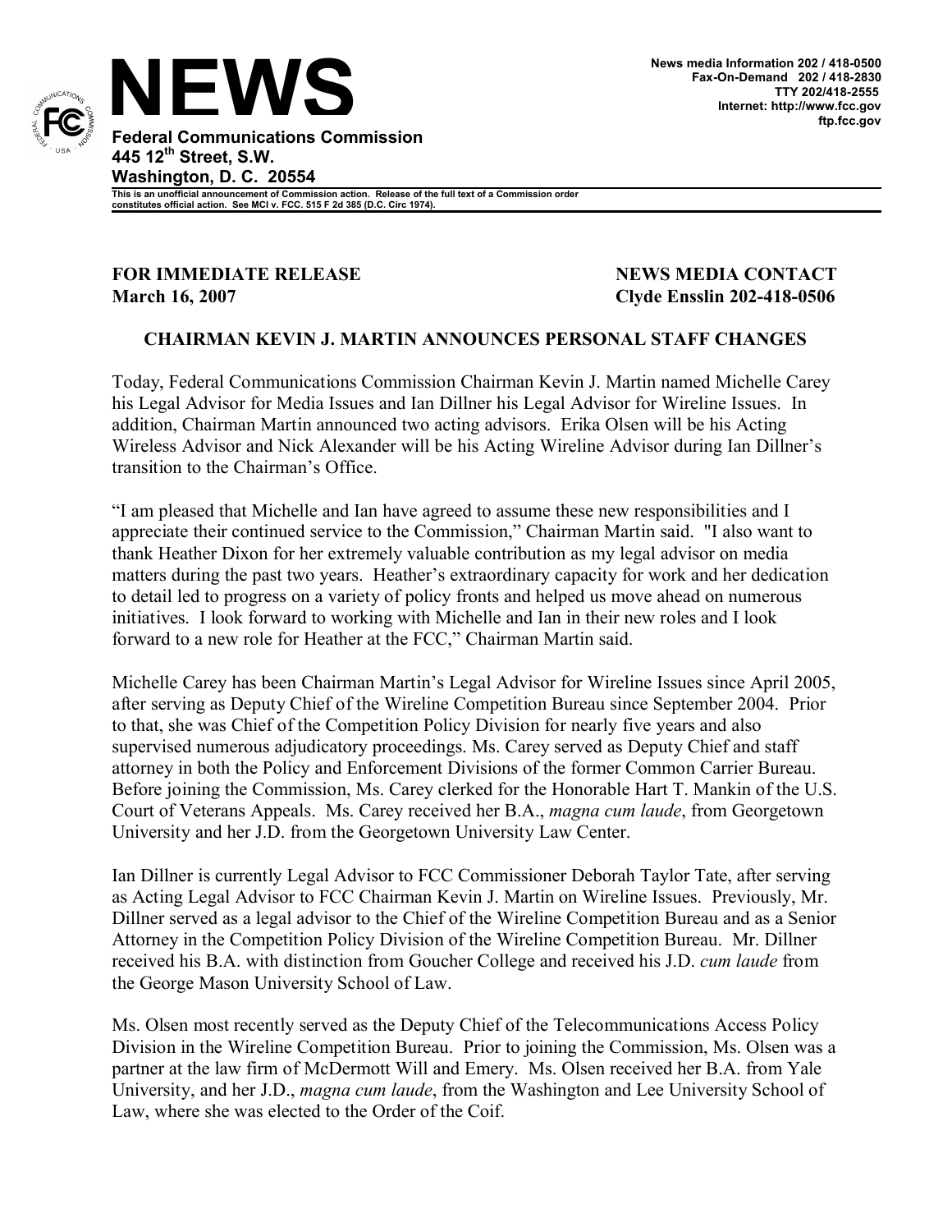# NEWS

**Federal Communications Commission**
**445 12th Street, S.W.**
**Washington, D. C. 20554**

**News media Information 202 / 418-0500**
**Fax-On-Demand 202 / 418-2830**
**TTY 202/418-2555**
**Internet: http://www.fcc.gov**
**ftp.fcc.gov**

**This is an unofficial announcement of Commission action. Release of the full text of a Commission order constitutes official action. See MCI v. FCC. 515 F 2d 385 (D.C. Circ 1974).**

**FOR IMMEDIATE RELEASE**
**March 16, 2007**

**NEWS MEDIA CONTACT**
**Clyde Ensslin 202-418-0506**

## CHAIRMAN KEVIN J. MARTIN ANNOUNCES PERSONAL STAFF CHANGES

Today, Federal Communications Commission Chairman Kevin J. Martin named Michelle Carey his Legal Advisor for Media Issues and Ian Dillner his Legal Advisor for Wireline Issues. In addition, Chairman Martin announced two acting advisors. Erika Olsen will be his Acting Wireless Advisor and Nick Alexander will be his Acting Wireline Advisor during Ian Dillner's transition to the Chairman's Office.

"I am pleased that Michelle and Ian have agreed to assume these new responsibilities and I appreciate their continued service to the Commission," Chairman Martin said. "I also want to thank Heather Dixon for her extremely valuable contribution as my legal advisor on media matters during the past two years. Heather's extraordinary capacity for work and her dedication to detail led to progress on a variety of policy fronts and helped us move ahead on numerous initiatives. I look forward to working with Michelle and Ian in their new roles and I look forward to a new role for Heather at the FCC," Chairman Martin said.

Michelle Carey has been Chairman Martin's Legal Advisor for Wireline Issues since April 2005, after serving as Deputy Chief of the Wireline Competition Bureau since September 2004. Prior to that, she was Chief of the Competition Policy Division for nearly five years and also supervised numerous adjudicatory proceedings. Ms. Carey served as Deputy Chief and staff attorney in both the Policy and Enforcement Divisions of the former Common Carrier Bureau. Before joining the Commission, Ms. Carey clerked for the Honorable Hart T. Mankin of the U.S. Court of Veterans Appeals. Ms. Carey received her B.A., *magna cum laude*, from Georgetown University and her J.D. from the Georgetown University Law Center.

Ian Dillner is currently Legal Advisor to FCC Commissioner Deborah Taylor Tate, after serving as Acting Legal Advisor to FCC Chairman Kevin J. Martin on Wireline Issues. Previously, Mr. Dillner served as a legal advisor to the Chief of the Wireline Competition Bureau and as a Senior Attorney in the Competition Policy Division of the Wireline Competition Bureau. Mr. Dillner received his B.A. with distinction from Goucher College and received his J.D. *cum laude* from the George Mason University School of Law.

Ms. Olsen most recently served as the Deputy Chief of the Telecommunications Access Policy Division in the Wireline Competition Bureau. Prior to joining the Commission, Ms. Olsen was a partner at the law firm of McDermott Will and Emery. Ms. Olsen received her B.A. from Yale University, and her J.D., *magna cum laude*, from the Washington and Lee University School of Law, where she was elected to the Order of the Coif.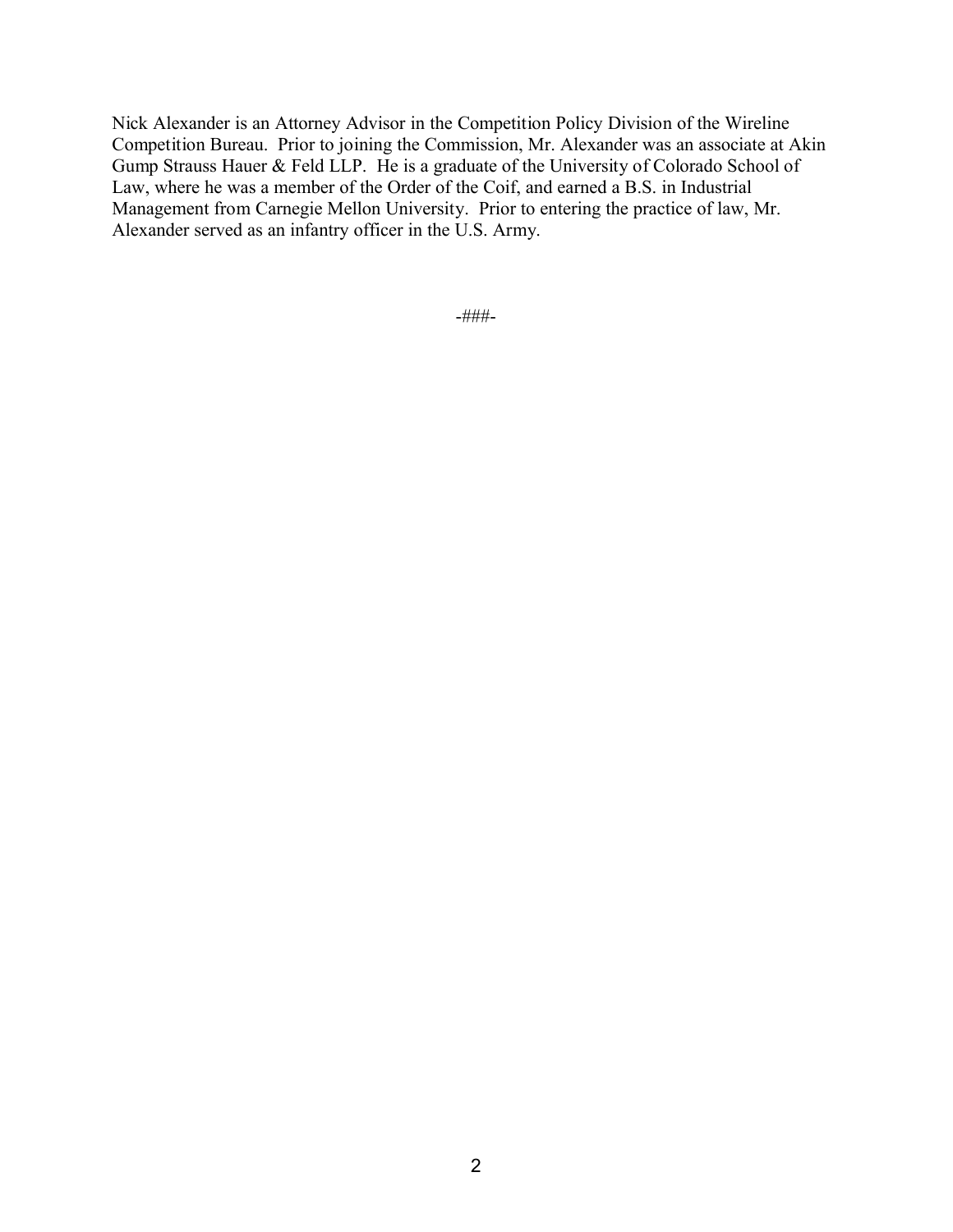Nick Alexander is an Attorney Advisor in the Competition Policy Division of the Wireline Competition Bureau. Prior to joining the Commission, Mr. Alexander was an associate at Akin Gump Strauss Hauer & Feld LLP. He is a graduate of the University of Colorado School of Law, where he was a member of the Order of the Coif, and earned a B.S. in Industrial Management from Carnegie Mellon University. Prior to entering the practice of law, Mr. Alexander served as an infantry officer in the U.S. Army.

-###-